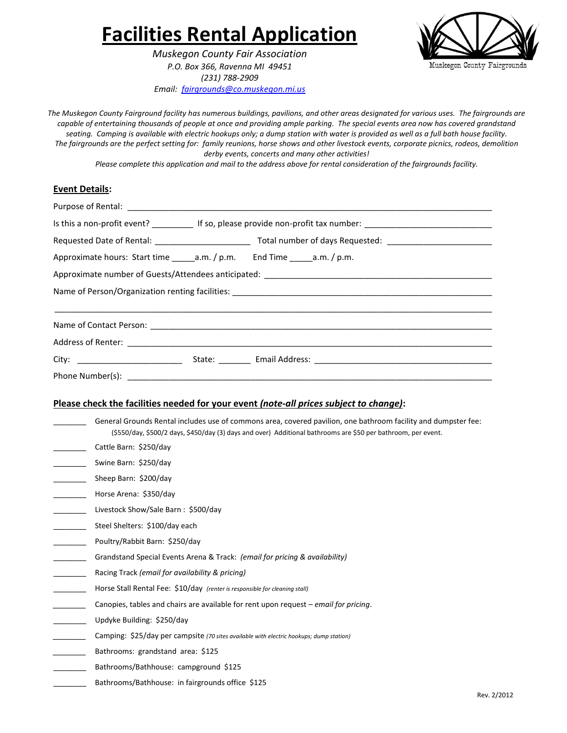# Facilities Rental Application

*Muskegon County Fair Association*
*P.O. Box 366, Ravenna MI 49451*
*(231) 788-2909*
*Email: fairgrounds@co.muskegon.mi.us*

Muskegon County Fairgrounds

*The Muskegon County Fairground facility has numerous buildings, pavilions, and other areas designated for various uses. The fairgrounds are capable of entertaining thousands of people at once and providing ample parking. The special events area now has covered grandstand seating. Camping is available with electric hookups only; a dump station with water is provided as well as a full bath house facility. The fairgrounds are the perfect setting for: family reunions, horse shows and other livestock events, corporate picnics, rodeos, demolition derby events, concerts and many other activities!*

*Please complete this application and mail to the address above for rental consideration of the fairgrounds facility.*

## Event Details:

Purpose of Rental: ______________________________________________

Is this a non-profit event? _________ If so, please provide non-profit tax number: ___________________________

Requested Date of Rental: _____________________ Total number of days Requested: ______________________

Approximate hours: Start time _____a.m. / p.m. End Time _____a.m. / p.m.

Approximate number of Guests/Attendees anticipated: ______________________________________________

Name of Person/Organization renting facilities: ______________________________________________

______________________________________________

Name of Contact Person: ______________________________________________

Address of Renter: ______________________________________________

City: ______________________ State: _______ Email Address: ______________________________________

Phone Number(s): ______________________________________________

## Please check the facilities needed for your event *(note-all prices subject to change)*:

_______ General Grounds Rental includes use of commons area, covered pavilion, one bathroom facility and dumpster fee: ($550/day, $500/2 days, $450/day (3) days and over) Additional bathrooms are $50 per bathroom, per event.

_______ Cattle Barn: $250/day

_______ Swine Barn: $250/day

_______ Sheep Barn: $200/day

_______ Horse Arena: $350/day

_______ Livestock Show/Sale Barn : $500/day

_______ Steel Shelters: $100/day each

_______ Poultry/Rabbit Barn: $250/day

_______ Grandstand Special Events Arena & Track: *(email for pricing & availability)*

_______ Racing Track *(email for availability & pricing)*

_______ Horse Stall Rental Fee: $10/day *(renter is responsible for cleaning stall)*

_______ Canopies, tables and chairs are available for rent upon request – *email for pricing*.

_______ Updyke Building: $250/day

_______ Camping: $25/day per campsite *(70 sites available with electric hookups; dump station)*

_______ Bathrooms: grandstand area: $125

_______ Bathrooms/Bathhouse: campground $125

_______ Bathrooms/Bathhouse: in fairgrounds office $125

Rev. 2/2012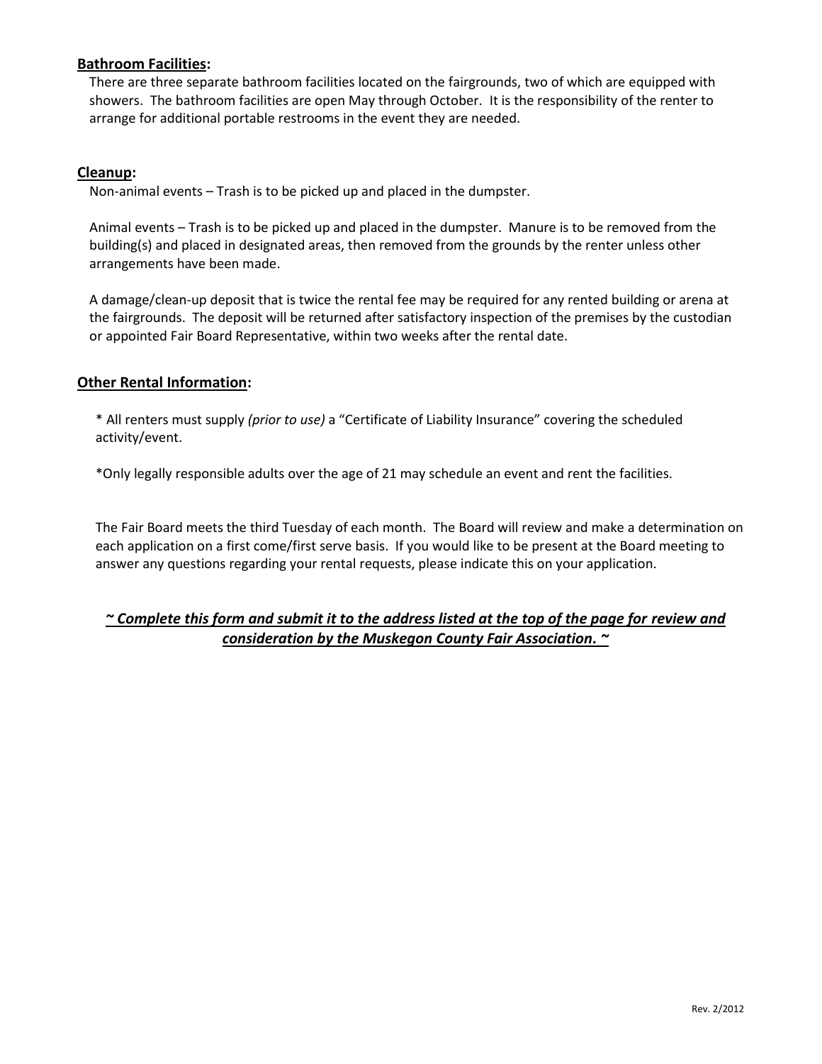**Bathroom Facilities:**

There are three separate bathroom facilities located on the fairgrounds, two of which are equipped with showers. The bathroom facilities are open May through October. It is the responsibility of the renter to arrange for additional portable restrooms in the event they are needed.

**Cleanup:**

Non-animal events – Trash is to be picked up and placed in the dumpster.

Animal events – Trash is to be picked up and placed in the dumpster. Manure is to be removed from the building(s) and placed in designated areas, then removed from the grounds by the renter unless other arrangements have been made.

A damage/clean-up deposit that is twice the rental fee may be required for any rented building or arena at the fairgrounds. The deposit will be returned after satisfactory inspection of the premises by the custodian or appointed Fair Board Representative, within two weeks after the rental date.

**Other Rental Information:**

* All renters must supply *(prior to use)* a "Certificate of Liability Insurance" covering the scheduled activity/event.

*Only legally responsible adults over the age of 21 may schedule an event and rent the facilities.

The Fair Board meets the third Tuesday of each month. The Board will review and make a determination on each application on a first come/first serve basis. If you would like to be present at the Board meeting to answer any questions regarding your rental requests, please indicate this on your application.

***~ Complete this form and submit it to the address listed at the top of the page for review and consideration by the Muskegon County Fair Association. ~***

Rev. 2/2012